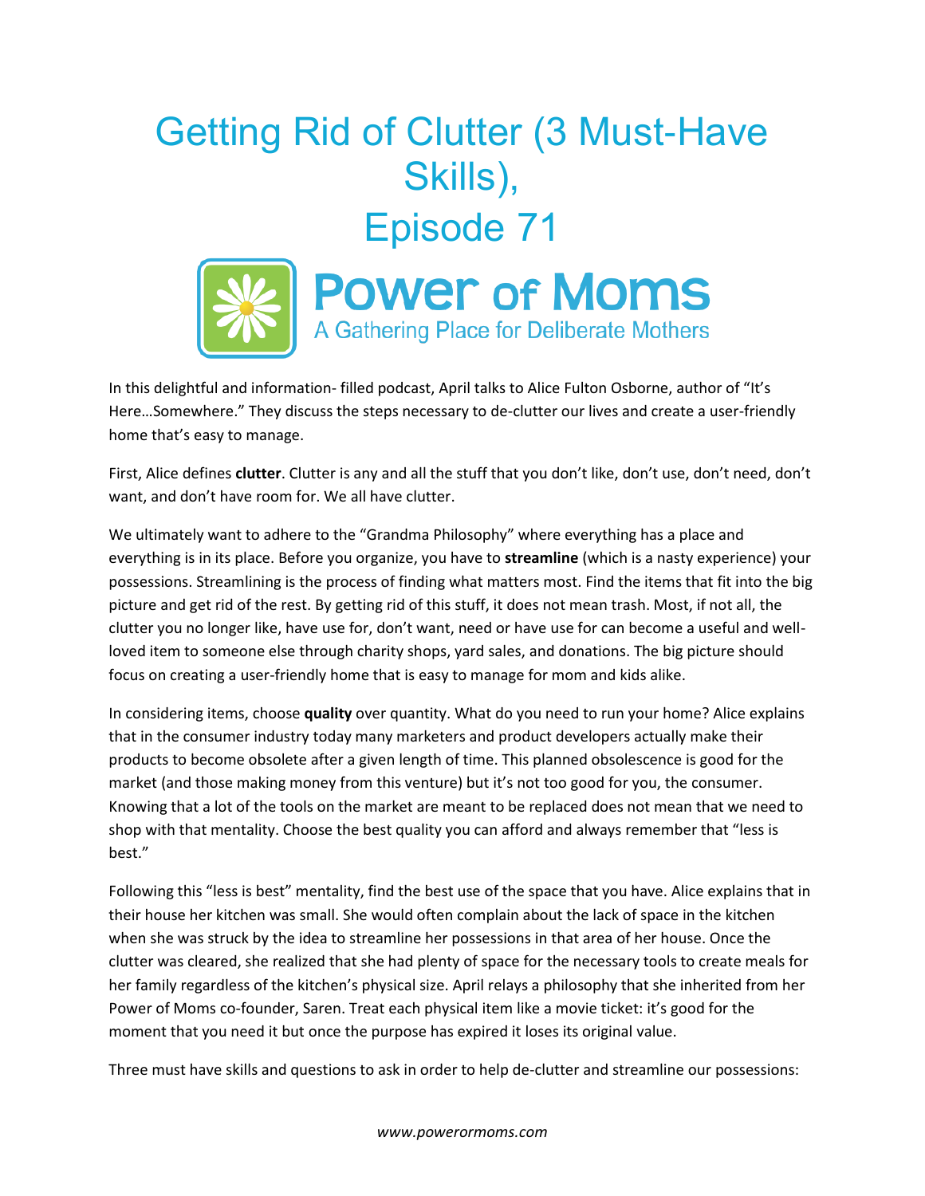# Getting Rid of Clutter (3 Must-Have Skills), Episode 71

**Power of Moms**
A Gathering Place for Deliberate Mothers

In this delightful and information- filled podcast, April talks to Alice Fulton Osborne, author of "It's Here…Somewhere." They discuss the steps necessary to de-clutter our lives and create a user-friendly home that's easy to manage.

First, Alice defines **clutter**. Clutter is any and all the stuff that you don't like, don't use, don't need, don't want, and don't have room for. We all have clutter.

We ultimately want to adhere to the "Grandma Philosophy" where everything has a place and everything is in its place. Before you organize, you have to **streamline** (which is a nasty experience) your possessions. Streamlining is the process of finding what matters most. Find the items that fit into the big picture and get rid of the rest. By getting rid of this stuff, it does not mean trash. Most, if not all, the clutter you no longer like, have use for, don't want, need or have use for can become a useful and well-loved item to someone else through charity shops, yard sales, and donations. The big picture should focus on creating a user-friendly home that is easy to manage for mom and kids alike.

In considering items, choose **quality** over quantity. What do you need to run your home? Alice explains that in the consumer industry today many marketers and product developers actually make their products to become obsolete after a given length of time. This planned obsolescence is good for the market (and those making money from this venture) but it's not too good for you, the consumer. Knowing that a lot of the tools on the market are meant to be replaced does not mean that we need to shop with that mentality. Choose the best quality you can afford and always remember that "less is best."

Following this "less is best" mentality, find the best use of the space that you have. Alice explains that in their house her kitchen was small. She would often complain about the lack of space in the kitchen when she was struck by the idea to streamline her possessions in that area of her house. Once the clutter was cleared, she realized that she had plenty of space for the necessary tools to create meals for her family regardless of the kitchen's physical size. April relays a philosophy that she inherited from her Power of Moms co-founder, Saren. Treat each physical item like a movie ticket: it's good for the moment that you need it but once the purpose has expired it loses its original value.

Three must have skills and questions to ask in order to help de-clutter and streamline our possessions: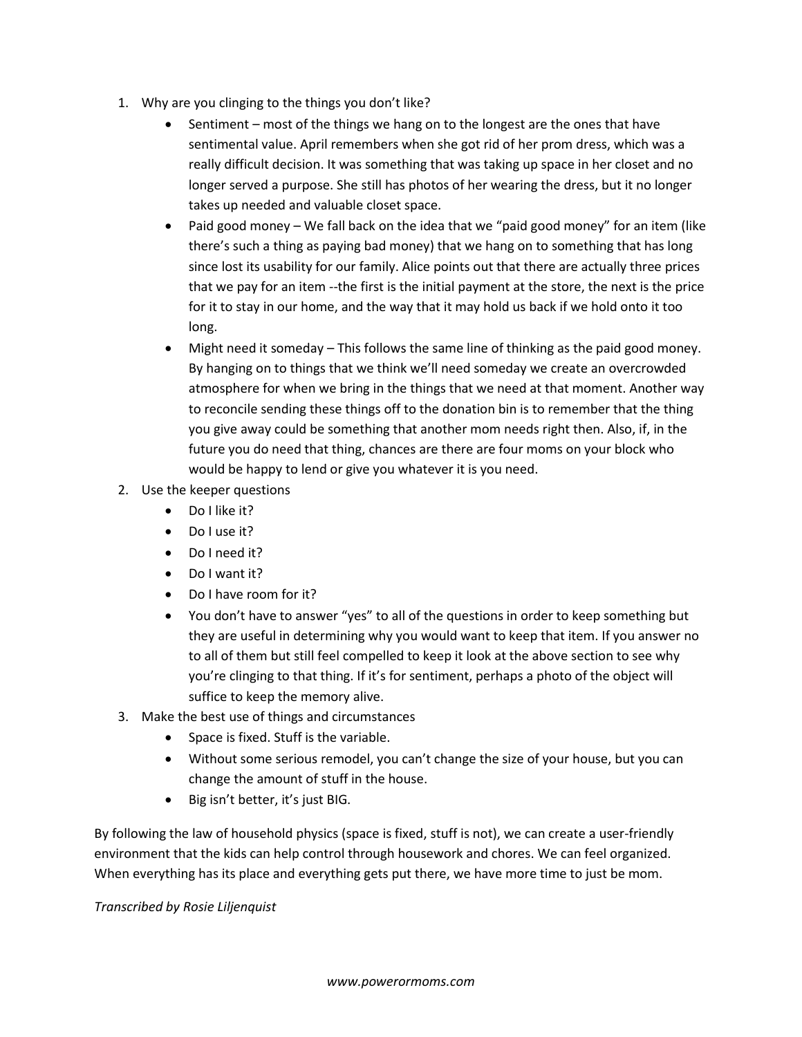1. Why are you clinging to the things you don't like?
    - Sentiment – most of the things we hang on to the longest are the ones that have sentimental value. April remembers when she got rid of her prom dress, which was a really difficult decision. It was something that was taking up space in her closet and no longer served a purpose. She still has photos of her wearing the dress, but it no longer takes up needed and valuable closet space.
    - Paid good money – We fall back on the idea that we "paid good money" for an item (like there's such a thing as paying bad money) that we hang on to something that has long since lost its usability for our family. Alice points out that there are actually three prices that we pay for an item --the first is the initial payment at the store, the next is the price for it to stay in our home, and the way that it may hold us back if we hold onto it too long.
    - Might need it someday – This follows the same line of thinking as the paid good money. By hanging on to things that we think we'll need someday we create an overcrowded atmosphere for when we bring in the things that we need at that moment. Another way to reconcile sending these things off to the donation bin is to remember that the thing you give away could be something that another mom needs right then. Also, if, in the future you do need that thing, chances are there are four moms on your block who would be happy to lend or give you whatever it is you need.
2. Use the keeper questions
    - Do I like it?
    - Do I use it?
    - Do I need it?
    - Do I want it?
    - Do I have room for it?
    - You don't have to answer "yes" to all of the questions in order to keep something but they are useful in determining why you would want to keep that item. If you answer no to all of them but still feel compelled to keep it look at the above section to see why you're clinging to that thing. If it's for sentiment, perhaps a photo of the object will suffice to keep the memory alive.
3. Make the best use of things and circumstances
    - Space is fixed. Stuff is the variable.
    - Without some serious remodel, you can't change the size of your house, but you can change the amount of stuff in the house.
    - Big isn't better, it's just BIG.

By following the law of household physics (space is fixed, stuff is not), we can create a user-friendly environment that the kids can help control through housework and chores. We can feel organized. When everything has its place and everything gets put there, we have more time to just be mom.

*Transcribed by Rosie Liljenquist*